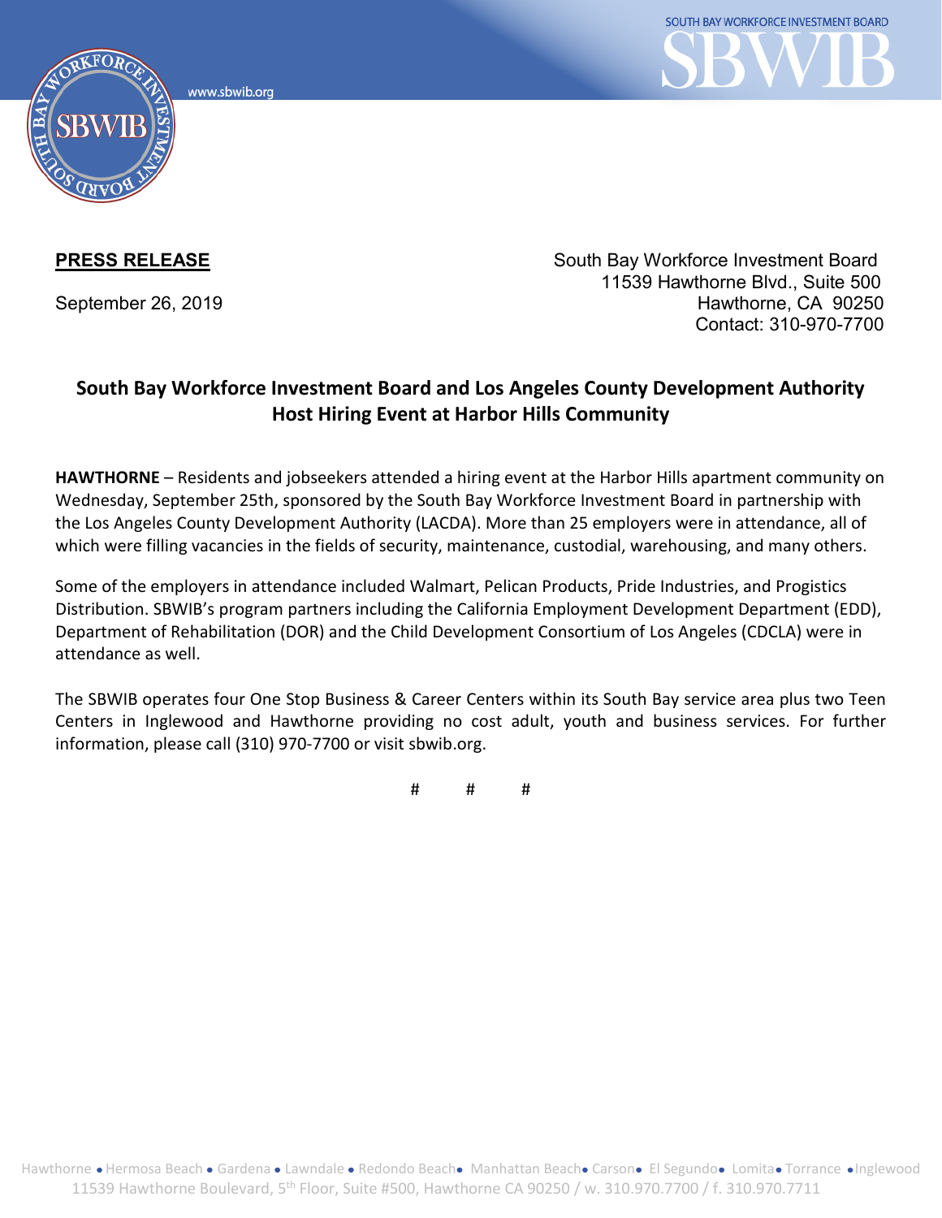**PRESS RELEASE**

September 26, 2019

South Bay Workforce Investment Board
11539 Hawthorne Blvd., Suite 500
Hawthorne, CA 90250
Contact: 310-970-7700

## South Bay Workforce Investment Board and Los Angeles County Development Authority Host Hiring Event at Harbor Hills Community

**HAWTHORNE** – Residents and jobseekers attended a hiring event at the Harbor Hills apartment community on Wednesday, September 25th, sponsored by the South Bay Workforce Investment Board in partnership with the Los Angeles County Development Authority (LACDA). More than 25 employers were in attendance, all of which were filling vacancies in the fields of security, maintenance, custodial, warehousing, and many others.

Some of the employers in attendance included Walmart, Pelican Products, Pride Industries, and Progistics Distribution. SBWIB's program partners including the California Employment Development Department (EDD), Department of Rehabilitation (DOR) and the Child Development Consortium of Los Angeles (CDCLA) were in attendance as well.

The SBWIB operates four One Stop Business & Career Centers within its South Bay service area plus two Teen Centers in Inglewood and Hawthorne providing no cost adult, youth and business services. For further information, please call (310) 970-7700 or visit sbwib.org.

# # #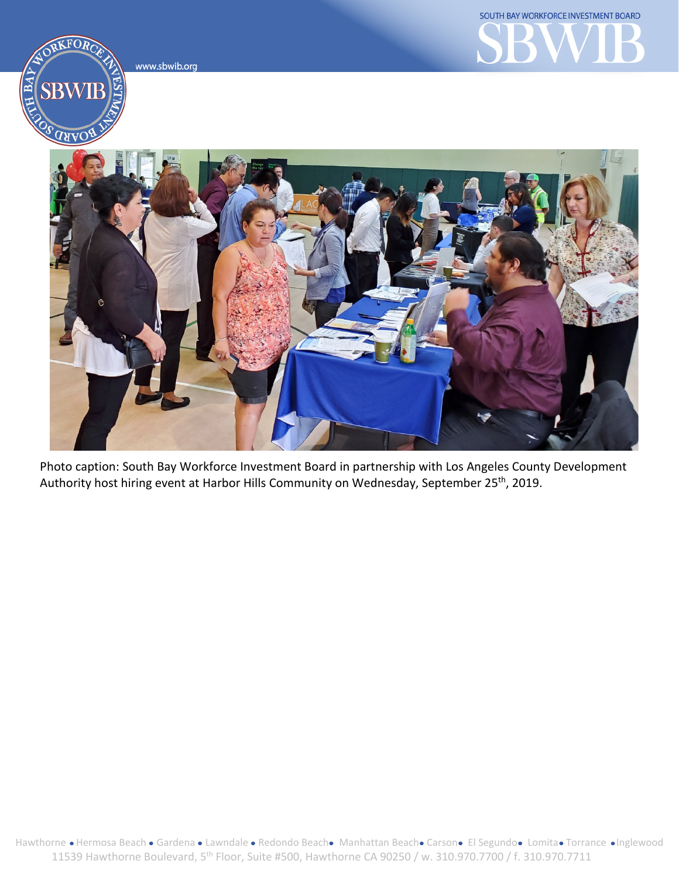Photo caption: South Bay Workforce Investment Board in partnership with Los Angeles County Development Authority host hiring event at Harbor Hills Community on Wednesday, September 25th, 2019.